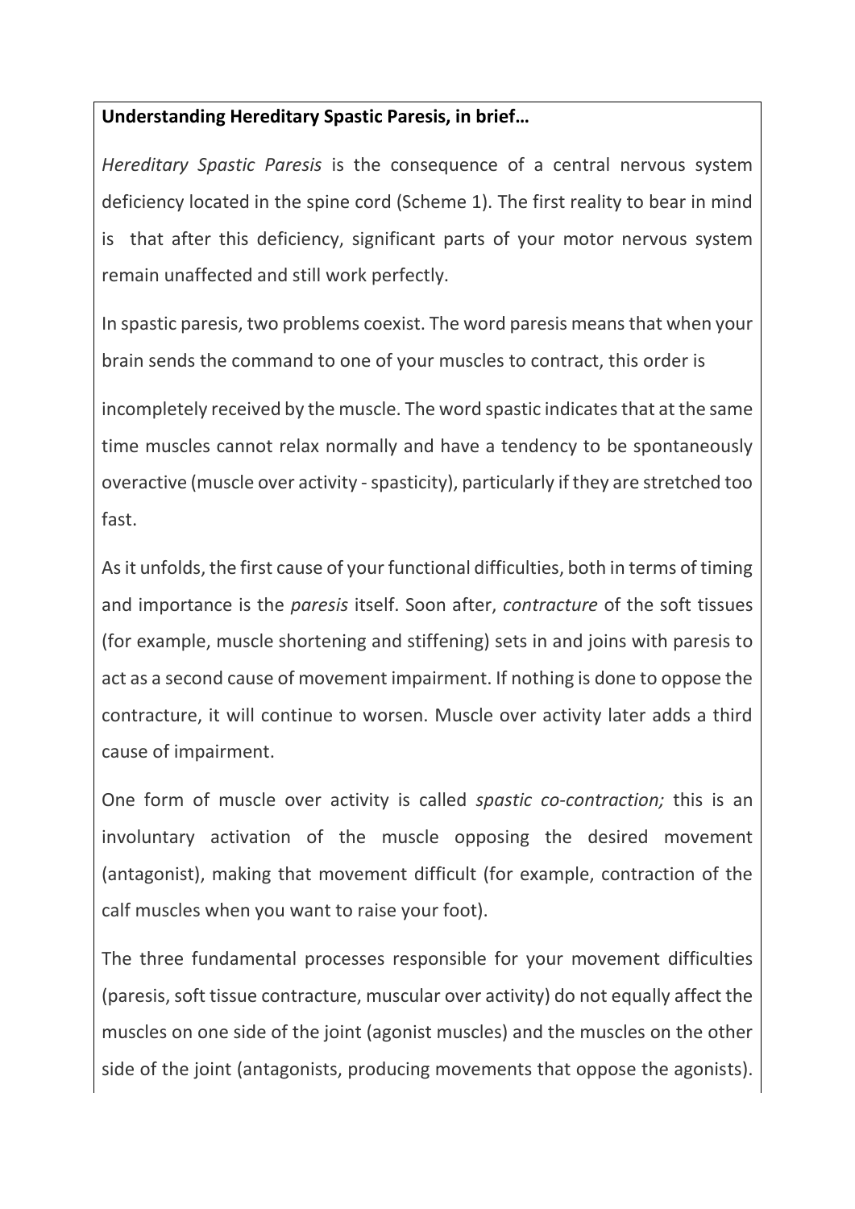**Understanding Hereditary Spastic Paresis, in brief…**

*Hereditary Spastic Paresis* is the consequence of a central nervous system deficiency located in the spine cord (Scheme 1). The first reality to bear in mind is that after this deficiency, significant parts of your motor nervous system remain unaffected and still work perfectly.

In spastic paresis, two problems coexist. The word paresis means that when your brain sends the command to one of your muscles to contract, this order is incompletely received by the muscle. The word spastic indicates that at the same time muscles cannot relax normally and have a tendency to be spontaneously overactive (muscle over activity - spasticity), particularly if they are stretched too fast.

As it unfolds, the first cause of your functional difficulties, both in terms of timing and importance is the *paresis* itself. Soon after, *contracture* of the soft tissues (for example, muscle shortening and stiffening) sets in and joins with paresis to act as a second cause of movement impairment. If nothing is done to oppose the contracture, it will continue to worsen. Muscle over activity later adds a third cause of impairment.

One form of muscle over activity is called *spastic co-contraction;* this is an involuntary activation of the muscle opposing the desired movement (antagonist), making that movement difficult (for example, contraction of the calf muscles when you want to raise your foot).

The three fundamental processes responsible for your movement difficulties (paresis, soft tissue contracture, muscular over activity) do not equally affect the muscles on one side of the joint (agonist muscles) and the muscles on the other side of the joint (antagonists, producing movements that oppose the agonists).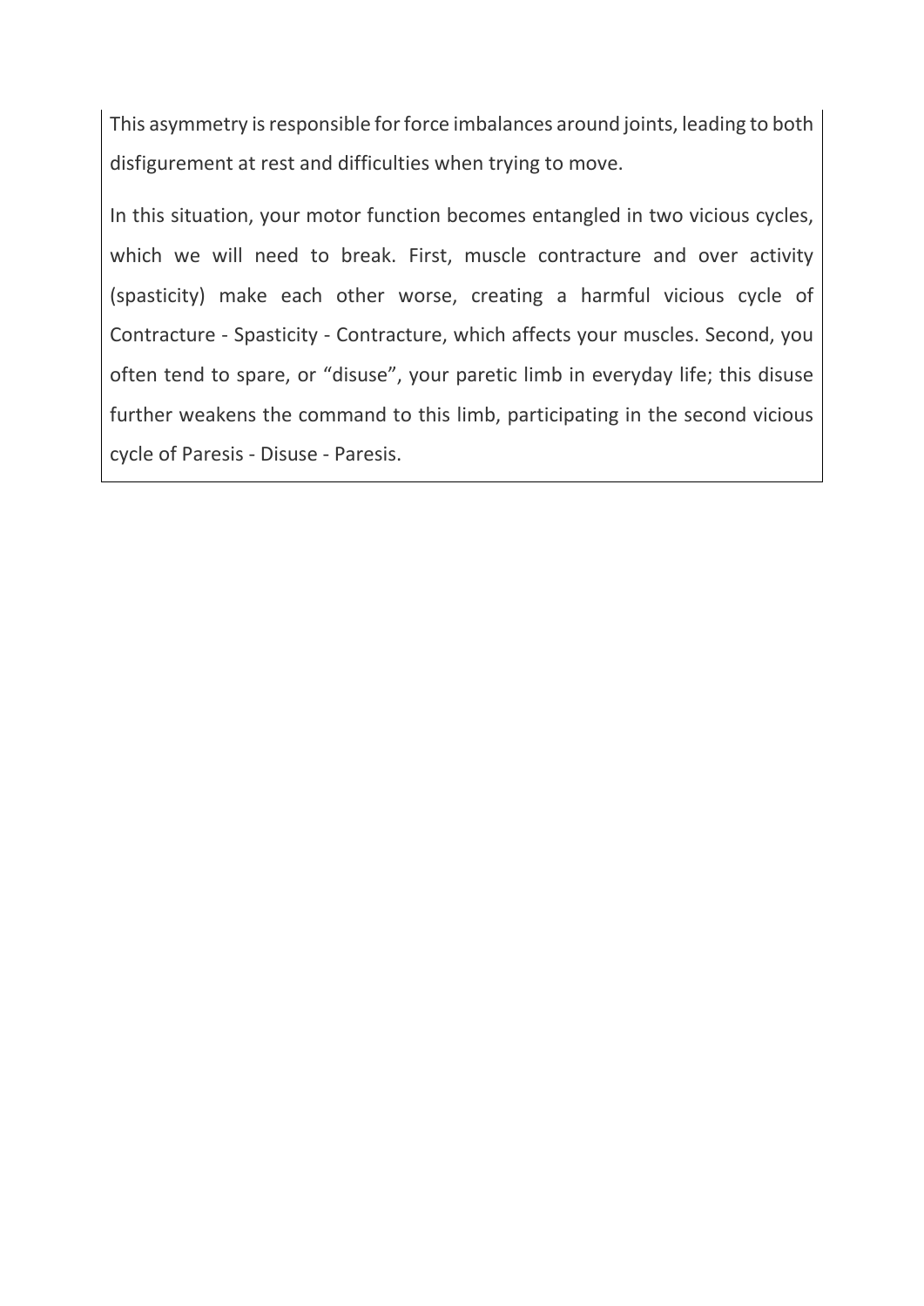This asymmetry is responsible for force imbalances around joints, leading to both disfigurement at rest and difficulties when trying to move.

In this situation, your motor function becomes entangled in two vicious cycles, which we will need to break. First, muscle contracture and over activity (spasticity) make each other worse, creating a harmful vicious cycle of Contracture - Spasticity - Contracture, which affects your muscles. Second, you often tend to spare, or “disuse”, your paretic limb in everyday life; this disuse further weakens the command to this limb, participating in the second vicious cycle of Paresis - Disuse - Paresis.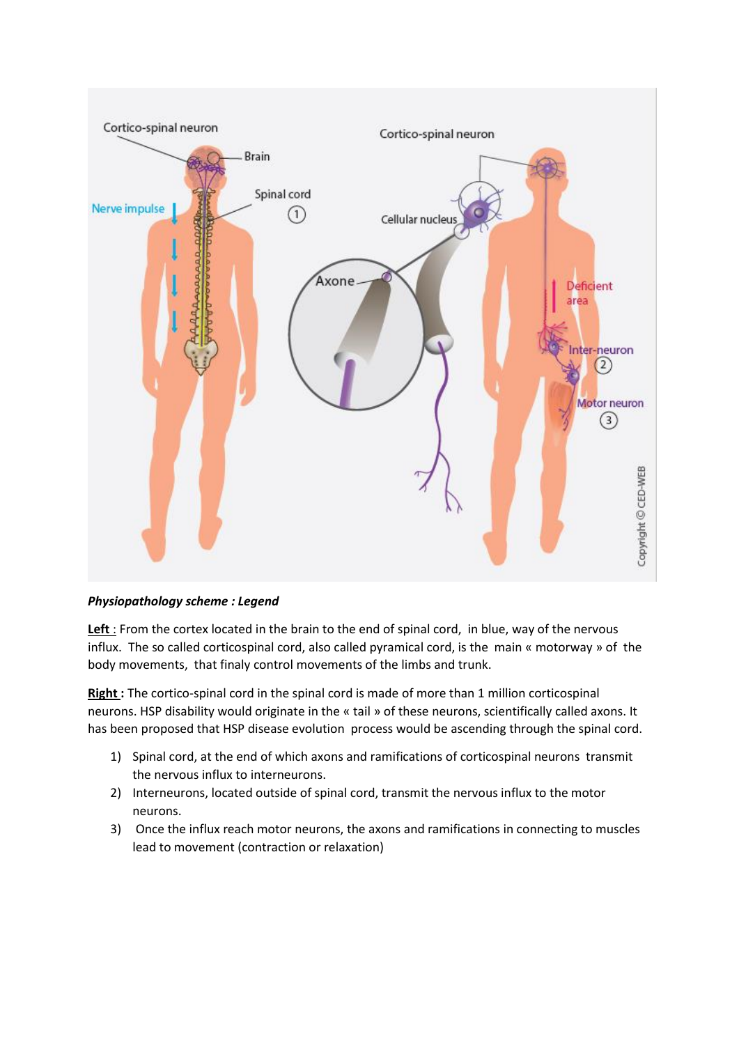Cortico-spinal neuron

Brain

Spinal cord

1

Nerve impulse

Cortico-spinal neuron

Cellular nucleus

Axone

Deficient area

Inter-neuron

2

Motor neuron

3

Copyright © CED-WEB

***Physiopathology scheme : Legend***

**Left** : From the cortex located in the brain to the end of spinal cord, in blue, way of the nervous influx. The so called corticospinal cord, also called pyramical cord, is the main « motorway » of the body movements, that finaly control movements of the limbs and trunk.

**Right :** The cortico-spinal cord in the spinal cord is made of more than 1 million corticospinal neurons. HSP disability would originate in the « tail » of these neurons, scientifically called axons. It has been proposed that HSP disease evolution process would be ascending through the spinal cord.

1) Spinal cord, at the end of which axons and ramifications of corticospinal neurons transmit the nervous influx to interneurons.
2) Interneurons, located outside of spinal cord, transmit the nervous influx to the motor neurons.
3) Once the influx reach motor neurons, the axons and ramifications in connecting to muscles lead to movement (contraction or relaxation)